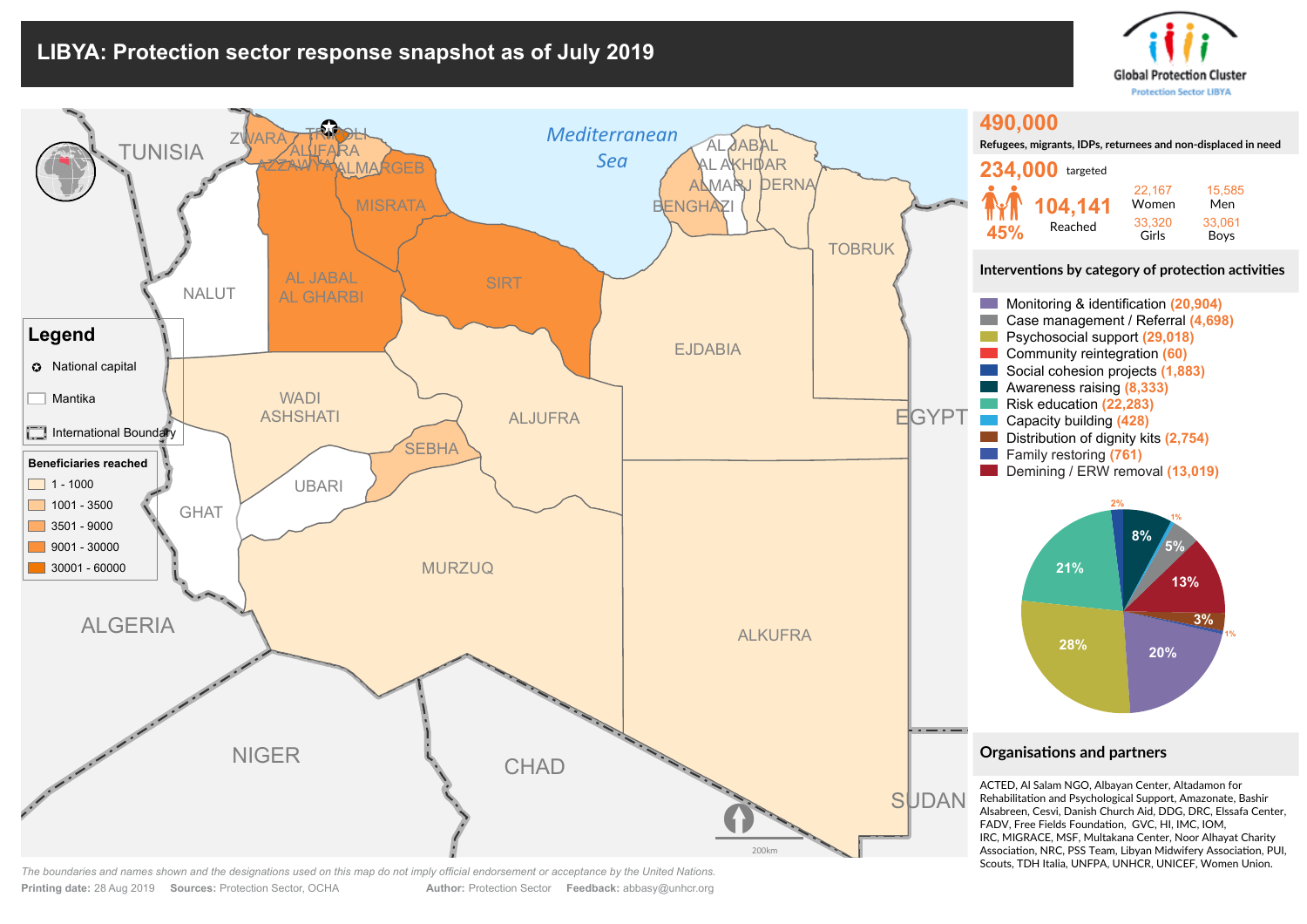# LIBYA: Protection sector response snapshot as of July 2019

Global Protection Cluster
Protection Sector LIBYA

**490,000**
Refugees, migrants, IDPs, returnees and non-displaced in need

**234,000** targeted

**104,141** Reached — 45%

| 22,167 Women | 15,585 Men |
| --- | --- |
| 33,320 Girls | 33,061 Boys |

## Interventions by category of protection activities

- Monitoring & identification (20,904)
- Case management / Referral (4,698)
- Psychosocial support (29,018)
- Community reintegration (60)
- Social cohesion projects (1,883)
- Awareness raising (8,333)
- Risk education (22,283)
- Capacity building (428)
- Distribution of dignity kits (2,754)
- Family restoring (761)
- Demining / ERW removal (13,019)

Pie chart: 28%, 21%, 20%, 13%, 8%, 5%, 3%, 2%, 1%, 1%

## Legend

- National capital
- Mantika
- International Boundary

**Beneficiaries reached**

- 1 - 1000
- 1001 - 3500
- 3501 - 9000
- 9001 - 30000
- 30001 - 60000

Map labels: TUNISIA, ALGERIA, NIGER, CHAD, SUDAN, EGYPT, Mediterranean Sea, ZWARA, TRIPOLI, ALJFARA, AZZAWYA, ALMARGEB, MISRATA, AL JABAL AL GHARBI, NALUT, SIRT, WADI ASHSHATI, ALJUFRA, SEBHA, UBARI, GHAT, MURZUQ, AL JABAL AL AKHDAR, ALMARJ, DERNA, BENGHAZI, TOBRUK, EJDABIA, ALKUFRA, 200km

## Organisations and partners

ACTED, Al Salam NGO, Albayan Center, Altadamon for Rehabilitation and Psychological Support, Amazonate, Bashir Alsabreen, Cesvi, Danish Church Aid, DDG, DRC, Elssafa Center, FADV, Free Fields Foundation, GVC, HI, IMC, IOM, IRC, MIGRACE, MSF, Multakana Center, Noor Alhayat Charity Association, NRC, PSS Team, Libyan Midwifery Association, PUI, Scouts, TDH Italia, UNFPA, UNHCR, UNICEF, Women Union.

*The boundaries and names shown and the designations used on this map do not imply official endorsement or acceptance by the United Nations.*

**Printing date:** 28 Aug 2019 **Sources:** Protection Sector, OCHA **Author:** Protection Sector **Feedback:** abbasy@unhcr.org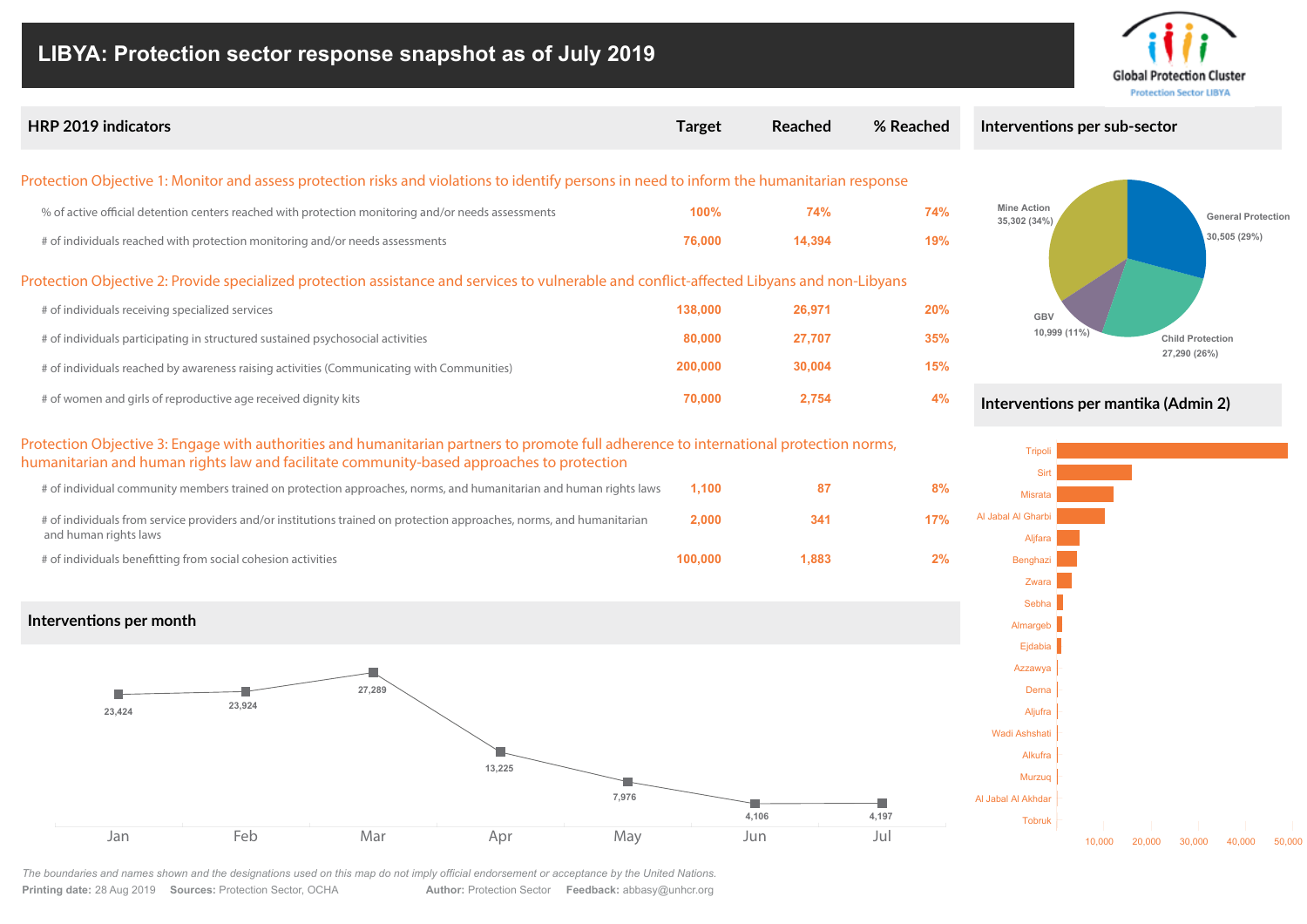# LIBYA: Protection sector response snapshot as of July 2019

Global Protection Cluster
Protection Sector LIBYA

| HRP 2019 indicators | Target | Reached | % Reached |
|---|---|---|---|
| **Protection Objective 1: Monitor and assess protection risks and violations to identify persons in need to inform the humanitarian response** | | | |
| % of active official detention centers reached with protection monitoring and/or needs assessments | 100% | 74% | 74% |
| # of individuals reached with protection monitoring and/or needs assessments | 76,000 | 14,394 | 19% |
| **Protection Objective 2: Provide specialized protection assistance and services to vulnerable and conflict-affected Libyans and non-Libyans** | | | |
| # of individuals receiving specialized services | 138,000 | 26,971 | 20% |
| # of individuals participating in structured sustained psychosocial activities | 80,000 | 27,707 | 35% |
| # of individuals reached by awareness raising activities (Communicating with Communities) | 200,000 | 30,004 | 15% |
| # of women and girls of reproductive age received dignity kits | 70,000 | 2,754 | 4% |
| **Protection Objective 3: Engage with authorities and humanitarian partners to promote full adherence to international protection norms, humanitarian and human rights law and facilitate community-based approaches to protection** | | | |
| # of individual community members trained on protection approaches, norms, and humanitarian and human rights laws | 1,100 | 87 | 8% |
| # of individuals from service providers and/or institutions trained on protection approaches, norms, and humanitarian and human rights laws | 2,000 | 341 | 17% |
| # of individuals benefitting from social cohesion activities | 100,000 | 1,883 | 2% |

## Interventions per sub-sector

Mine Action 35,302 (34%)
General Protection 30,505 (29%)
GBV 10,999 (11%)
Child Protection 27,290 (26%)

## Interventions per mantika (Admin 2)

Tripoli
Sirt
Misrata
Al Jabal Al Gharbi
Aljfara
Benghazi
Zwara
Sebha
Almargeb
Ejdabia
Azzawya
Dema
Aljufra
Wadi Ashshati
Alkufra
Murzuq
Al Jabal Al Akhdar
Tobruk

10,000 20,000 30,000 40,000 50,000

## Interventions per month

Jan 23,424
Feb 23,924
Mar 27,289
Apr 13,225
May 7,976
Jun 4,106
Jul 4,197

*The boundaries and names shown and the designations used on this map do not imply official endorsement or acceptance by the United Nations.*

**Printing date:** 28 Aug 2019 **Sources:** Protection Sector, OCHA **Author:** Protection Sector **Feedback:** abbasy@unhcr.org